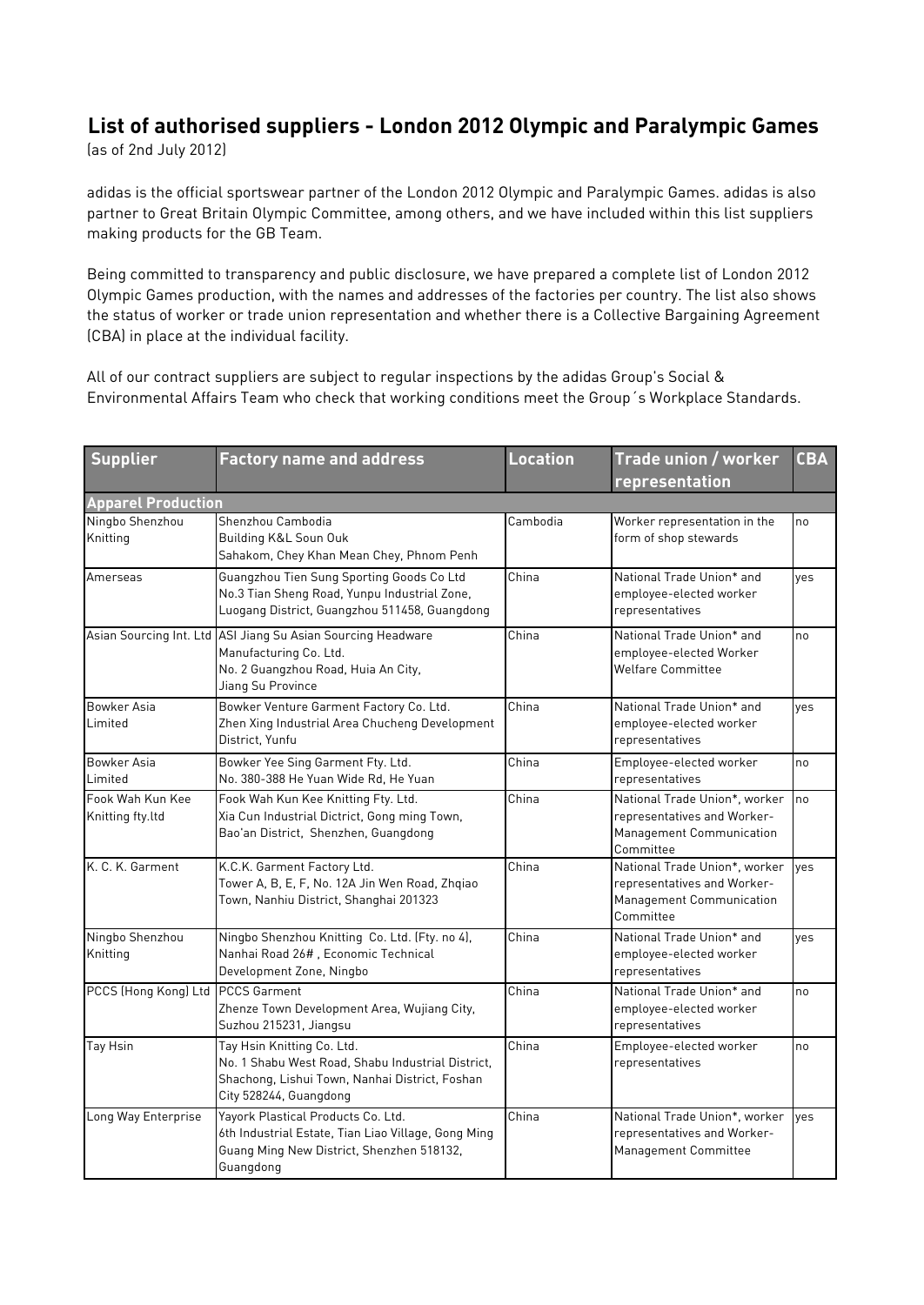## List of authorised suppliers - London 2012 Olympic and Paralympic Games

(as of 2nd July 2012)

adidas is the official sportswear partner of the London 2012 Olympic and Paralympic Games. adidas is also partner to Great Britain Olympic Committee, among others, and we have included within this list suppliers making products for the GB Team.

Being committed to transparency and public disclosure, we have prepared a complete list of London 2012 Olympic Games production, with the names and addresses of the factories per country. The list also shows the status of worker or trade union representation and whether there is a Collective Bargaining Agreement (CBA) in place at the individual facility.

All of our contract suppliers are subject to regular inspections by the adidas Group's Social & Environmental Affairs Team who check that working conditions meet the Group´s Workplace Standards.

| Supplier | Factory name and address | Location | Trade union / worker representation | CBA |
|---|---|---|---|---|
| **Apparel Production** | | | | |
| Ningbo Shenzhou Knitting | Shenzhou Cambodia Building K&L Soun Ouk Sahakom, Chey Khan Mean Chey, Phnom Penh | Cambodia | Worker representation in the form of shop stewards | no |
| Amerseas | Guangzhou Tien Sung Sporting Goods Co Ltd No.3 Tian Sheng Road, Yunpu Industrial Zone, Luogang District, Guangzhou 511458, Guangdong | China | National Trade Union* and employee-elected worker representatives | yes |
| Asian Sourcing Int. Ltd | ASI Jiang Su Asian Sourcing Headware Manufacturing Co. Ltd. No. 2 Guangzhou Road, Huia An City, Jiang Su Province | China | National Trade Union* and employee-elected Worker Welfare Committee | no |
| Bowker Asia Limited | Bowker Venture Garment Factory Co. Ltd. Zhen Xing Industrial Area Chucheng Development District, Yunfu | China | National Trade Union* and employee-elected worker representatives | yes |
| Bowker Asia Limited | Bowker Yee Sing Garment Fty. Ltd. No. 380-388 He Yuan Wide Rd, He Yuan | China | Employee-elected worker representatives | no |
| Fook Wah Kun Kee Knitting fty.ltd | Fook Wah Kun Kee Knitting Fty. Ltd. Xia Cun Industrial Dictrict, Gong ming Town, Bao'an District, Shenzhen, Guangdong | China | National Trade Union*, worker representatives and Worker-Management Communication Committee | no |
| K. C. K. Garment | K.C.K. Garment Factory Ltd. Tower A, B, E, F, No. 12A Jin Wen Road, Zhqiao Town, Nanhiu District, Shanghai 201323 | China | National Trade Union*, worker representatives and Worker-Management Communication Committee | yes |
| Ningbo Shenzhou Knitting | Ningbo Shenzhou Knitting Co. Ltd. (Fty. no 4), Nanhai Road 26# , Economic Technical Development Zone, Ningbo | China | National Trade Union* and employee-elected worker representatives | yes |
| PCCS (Hong Kong) Ltd | PCCS Garment Zhenze Town Development Area, Wujiang City, Suzhou 215231, Jiangsu | China | National Trade Union* and employee-elected worker representatives | no |
| Tay Hsin | Tay Hsin Knitting Co. Ltd. No. 1 Shabu West Road, Shabu Industrial District, Shachong, Lishui Town, Nanhai District, Foshan City 528244, Guangdong | China | Employee-elected worker representatives | no |
| Long Way Enterprise | Yayork Plastical Products Co. Ltd. 6th Industrial Estate, Tian Liao Village, Gong Ming Guang Ming New District, Shenzhen 518132, Guangdong | China | National Trade Union*, worker representatives and Worker-Management Committee | yes |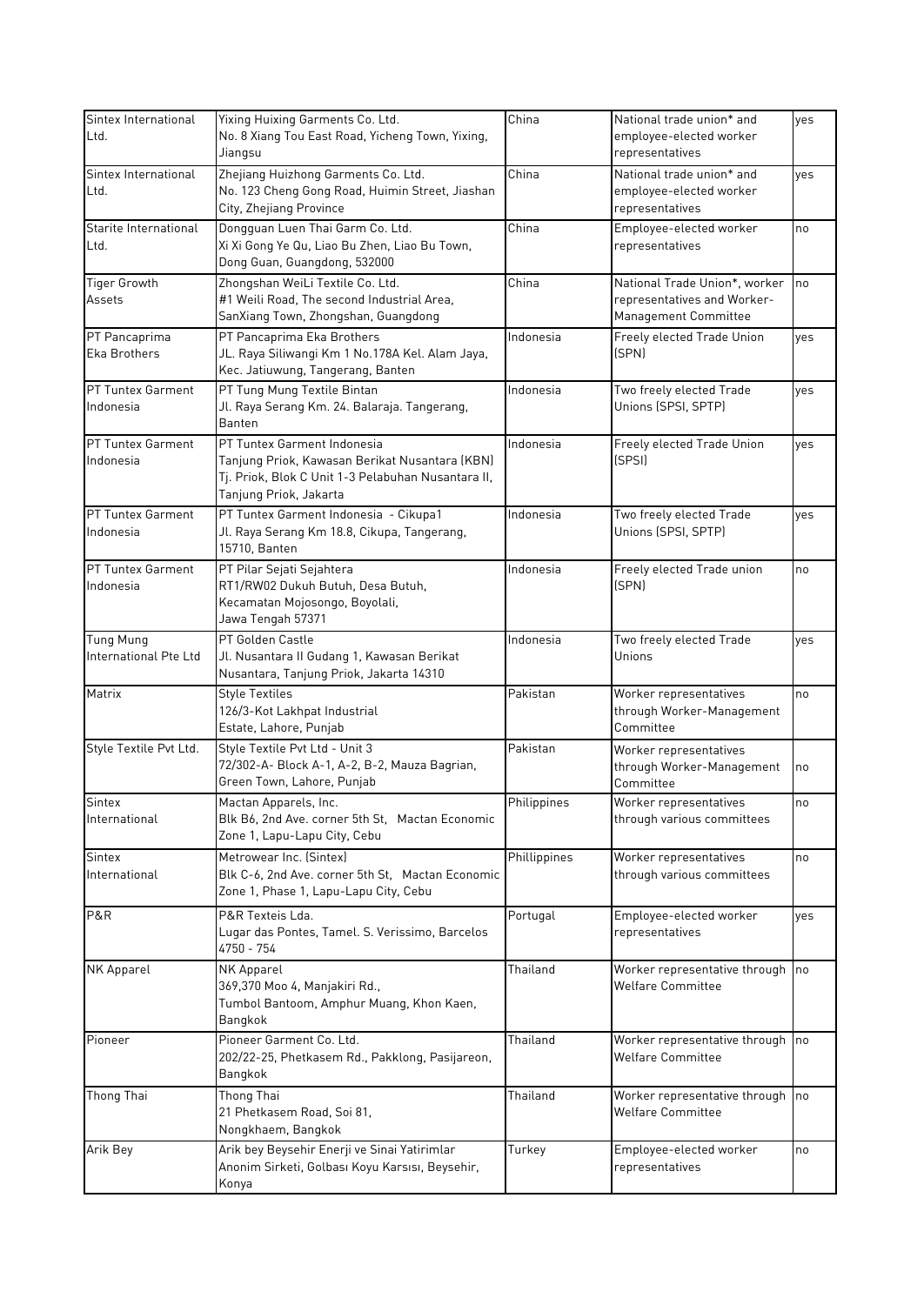| Sintex International Ltd. | Yixing Huixing Garments Co. Ltd. No. 8 Xiang Tou East Road, Yicheng Town, Yixing, Jiangsu | China | National trade union* and employee-elected worker representatives | yes |
|---|---|---|---|---|
| Sintex International Ltd. | Zhejiang Huizhong Garments Co. Ltd. No. 123 Cheng Gong Road, Huimin Street, Jiashan City, Zhejiang Province | China | National trade union* and employee-elected worker representatives | yes |
| Starite International Ltd. | Dongguan Luen Thai Garm Co. Ltd. Xi Xi Gong Ye Qu, Liao Bu Zhen, Liao Bu Town, Dong Guan, Guangdong, 532000 | China | Employee-elected worker representatives | no |
| Tiger Growth Assets | Zhongshan WeiLi Textile Co. Ltd. #1 Weili Road, The second Industrial Area, SanXiang Town, Zhongshan, Guangdong | China | National Trade Union*, worker representatives and Worker-Management Committee | no |
| PT Pancaprima Eka Brothers | PT Pancaprima Eka Brothers JL. Raya Siliwangi Km 1 No.178A Kel. Alam Jaya, Kec. Jatiuwung, Tangerang, Banten | Indonesia | Freely elected Trade Union (SPN) | yes |
| PT Tuntex Garment Indonesia | PT Tung Mung Textile Bintan Jl. Raya Serang Km. 24. Balaraja. Tangerang, Banten | Indonesia | Two freely elected Trade Unions (SPSI, SPTP) | yes |
| PT Tuntex Garment Indonesia | PT Tuntex Garment Indonesia Tanjung Priok, Kawasan Berikat Nusantara (KBN) Tj. Priok, Blok C Unit 1-3 Pelabuhan Nusantara II, Tanjung Priok, Jakarta | Indonesia | Freely elected Trade Union (SPSI) | yes |
| PT Tuntex Garment Indonesia | PT Tuntex Garment Indonesia - Cikupa1 Jl. Raya Serang Km 18.8, Cikupa, Tangerang, 15710, Banten | Indonesia | Two freely elected Trade Unions (SPSI, SPTP) | yes |
| PT Tuntex Garment Indonesia | PT Pilar Sejati Sejahtera RT1/RW02 Dukuh Butuh, Desa Butuh, Kecamatan Mojosongo, Boyolali, Jawa Tengah 57371 | Indonesia | Freely elected Trade union (SPN) | no |
| Tung Mung International Pte Ltd | PT Golden Castle Jl. Nusantara II Gudang 1, Kawasan Berikat Nusantara, Tanjung Priok, Jakarta 14310 | Indonesia | Two freely elected Trade Unions | yes |
| Matrix | Style Textiles 126/3-Kot Lakhpat Industrial Estate, Lahore, Punjab | Pakistan | Worker representatives through Worker-Management Committee | no |
| Style Textile Pvt Ltd. | Style Textile Pvt Ltd - Unit 3 72/302-A- Block A-1, A-2, B-2, Mauza Bagrian, Green Town, Lahore, Punjab | Pakistan | Worker representatives through Worker-Management Committee | no |
| Sintex International | Mactan Apparels, Inc. Blk B6, 2nd Ave. corner 5th St, Mactan Economic Zone 1, Lapu-Lapu City, Cebu | Philippines | Worker representatives through various committees | no |
| Sintex International | Metrowear Inc. (Sintex) Blk C-6, 2nd Ave. corner 5th St, Mactan Economic Zone 1, Phase 1, Lapu-Lapu City, Cebu | Phillippines | Worker representatives through various committees | no |
| P&R | P&R Texteis Lda. Lugar das Pontes, Tamel. S. Verissimo, Barcelos 4750 - 754 | Portugal | Employee-elected worker representatives | yes |
| NK Apparel | NK Apparel 369,370 Moo 4, Manjakiri Rd., Tumbol Bantoom, Amphur Muang, Khon Kaen, Bangkok | Thailand | Worker representative through Welfare Committee | no |
| Pioneer | Pioneer Garment Co. Ltd. 202/22-25, Phetkasem Rd., Pakklong, Pasijareon, Bangkok | Thailand | Worker representative through Welfare Committee | no |
| Thong Thai | Thong Thai 21 Phetkasem Road, Soi 81, Nongkhaem, Bangkok | Thailand | Worker representative through Welfare Committee | no |
| Arik Bey | Arik bey Beysehir Enerji ve Sinai Yatirimlar Anonim Sirketi, Golbası Koyu Karsısı, Beysehir, Konya | Turkey | Employee-elected worker representatives | no |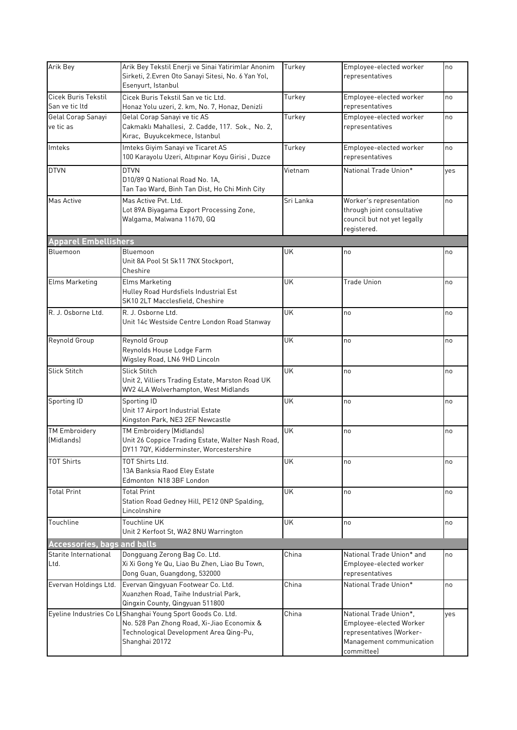| | | | | |
|---|---|---|---|---|
| Arik Bey | Arik Bey Tekstil Enerji ve Sinai Yatirimlar Anonim Sirketi, 2.Evren Oto Sanayi Sitesi, No. 6 Yan Yol, Esenyurt, Istanbul | Turkey | Employee-elected worker representatives | no |
| Cicek Buris Tekstil San ve tic ltd | Cicek Buris Tekstil San ve tic Ltd. Honaz Yolu uzeri, 2. km, No. 7, Honaz, Denizli | Turkey | Employee-elected worker representatives | no |
| Gelal Corap Sanayi ve tic as | Gelal Corap Sanayi ve tic AS Cakmaklı Mahallesi, 2. Cadde, 117. Sok., No. 2, Kırac, Buyukcekmece, Istanbul | Turkey | Employee-elected worker representatives | no |
| Imteks | Imteks Giyim Sanayi ve Ticaret AS 100 Karayolu Uzeri, Altıpınar Koyu Girisi , Duzce | Turkey | Employee-elected worker representatives | no |
| DTVN | DTVN D10/89 Q National Road No. 1A, Tan Tao Ward, Binh Tan Dist, Ho Chi Minh City | Vietnam | National Trade Union* | yes |
| Mas Active | Mas Active Pvt. Ltd. Lot 89A Biyagama Export Processing Zone, Walgama, Malwana 11670, GQ | Sri Lanka | Worker's representation through joint consultative council but not yet legally registered. | no |
| **Apparel Embellishers** | | | | |
| Bluemoon | Bluemoon Unit 8A Pool St Sk11 7NX Stockport, Cheshire | UK | no | no |
| Elms Marketing | Elms Marketing Hulley Road Hurdsfiels Industrial Est SK10 2LT Macclesfield, Cheshire | UK | Trade Union | no |
| R. J. Osborne Ltd. | R. J. Osborne Ltd. Unit 14c Westside Centre London Road Stanway | UK | no | no |
| Reynold Group | Reynold Group Reynolds House Lodge Farm Wigsley Road, LN6 9HD Lincoln | UK | no | no |
| Slick Stitch | Slick Stitch Unit 2, Villiers Trading Estate, Marston Road UK WV2 4LA Wolverhampton, West Midlands | UK | no | no |
| Sporting ID | Sporting ID Unit 17 Airport Industrial Estate Kingston Park, NE3 2EF Newcastle | UK | no | no |
| TM Embroidery (Midlands) | TM Embroidery (Midlands) Unit 26 Coppice Trading Estate, Walter Nash Road, DY11 7QY, Kidderminster, Worcestershire | UK | no | no |
| TOT Shirts | TOT Shirts Ltd. 13A Banksia Raod Eley Estate Edmonton N18 3BF London | UK | no | no |
| Total Print | Total Print Station Road Gedney Hill, PE12 0NP Spalding, Lincolnshire | UK | no | no |
| Touchline | Touchline UK Unit 2 Kerfoot St, WA2 8NU Warrington | UK | no | no |
| **Accessories, bags and balls** | | | | |
| Starite International Ltd. | Dongguang Zerong Bag Co. Ltd. Xi Xi Gong Ye Qu, Liao Bu Zhen, Liao Bu Town, Dong Guan, Guangdong, 532000 | China | National Trade Union* and Employee-elected worker representatives | no |
| Evervan Holdings Ltd. | Evervan Qingyuan Footwear Co. Ltd. Xuanzhen Road, Taihe Industrial Park, Qingxin County, Qingyuan 511800 | China | National Trade Union* | no |
| Eyeline Industries Co Lt | Shanghai Young Sport Goods Co. Ltd. No. 528 Pan Zhong Road, Xi-Jiao Economix & Technological Development Area Qing-Pu, Shanghai 20172 | China | National Trade Union*, Employee-elected Worker representatives (Worker-Management communication committee) | yes |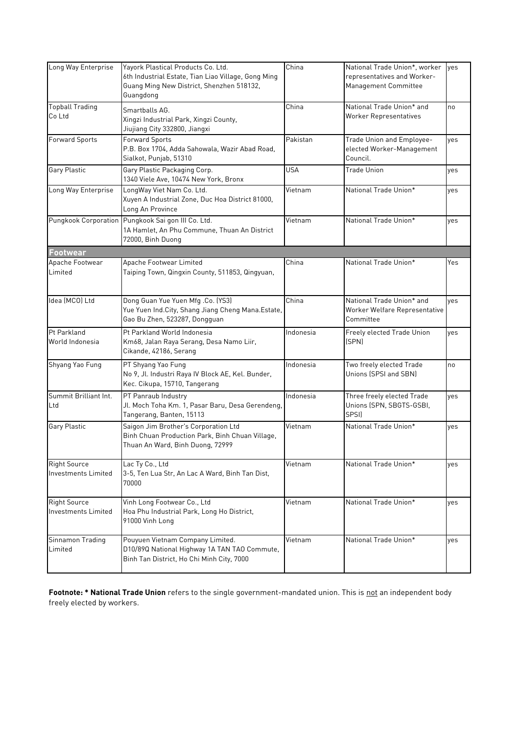| | | | | |
|---|---|---|---|---|
| Long Way Enterprise | Yayork Plastical Products Co. Ltd.<br>6th Industrial Estate, Tian Liao Village, Gong Ming Guang Ming New District, Shenzhen 518132, Guangdong | China | National Trade Union*, worker representatives and Worker-Management Committee | yes |
| Topball Trading Co Ltd | Smartballs AG.<br>Xingzi Industrial Park, Xingzi County, Jiujiang City 332800, Jiangxi | China | National Trade Union* and Worker Representatives | no |
| Forward Sports | Forward Sports<br>P.B. Box 1704, Adda Sahowala, Wazir Abad Road, Sialkot, Punjab, 51310 | Pakistan | Trade Union and Employee-elected Worker-Management Council. | yes |
| Gary Plastic | Gary Plastic Packaging Corp.<br>1340 Viele Ave, 10474 New York, Bronx | USA | Trade Union | yes |
| Long Way Enterprise | LongWay Viet Nam Co. Ltd.<br>Xuyen A Industrial Zone, Duc Hoa District 81000, Long An Province | Vietnam | National Trade Union* | yes |
| Pungkook Corporation | Pungkook Sai gon III Co. Ltd.<br>1A Hamlet, An Phu Commune, Thuan An District 72000, Binh Duong | Vietnam | National Trade Union* | yes |
| **Footwear** | | | | |
| Apache Footwear Limited | Apache Footwear Limited<br>Taiping Town, Qingxin County, 511853, Qingyuan, | China | National Trade Union* | Yes |
| Idea (MCO) Ltd | Dong Guan Yue Yuen Mfg .Co. (YS3)<br>Yue Yuen Ind.City, Shang Jiang Cheng Mana.Estate, Gao Bu Zhen, 523287, Dongguan | China | National Trade Union* and Worker Welfare Representative Committee | yes |
| Pt Parkland World Indonesia | Pt Parkland World Indonesia<br>Km68, Jalan Raya Serang, Desa Namo Liir, Cikande, 42186, Serang | Indonesia | Freely elected Trade Union (SPN) | yes |
| Shyang Yao Fung | PT Shyang Yao Fung<br>No 9, Jl. Industri Raya IV Block AE, Kel. Bunder, Kec. Cikupa, 15710, Tangerang | Indonesia | Two freely elected Trade Unions (SPSI and SBN) | no |
| Summit Brilliant Int. Ltd | PT Panraub Industry<br>Jl. Moch Toha Km. 1, Pasar Baru, Desa Gerendeng, Tangerang, Banten, 15113 | Indonesia | Three freely elected Trade Unions (SPN, SBGTS-GSBI, SPSI) | yes |
| Gary Plastic | Saigon Jim Brother's Corporation Ltd<br>Binh Chuan Production Park, Binh Chuan Village, Thuan An Ward, Binh Duong, 72999 | Vietnam | National Trade Union* | yes |
| Right Source Investments Limited | Lac Ty Co., Ltd<br>3-5, Ten Lua Str, An Lac A Ward, Binh Tan Dist, 70000 | Vietnam | National Trade Union* | yes |
| Right Source Investments Limited | Vinh Long Footwear Co., Ltd<br>Hoa Phu Industrial Park, Long Ho District, 91000 Vinh Long | Vietnam | National Trade Union* | yes |
| Sinnamon Trading Limited | Pouyuen Vietnam Company Limited.<br>D10/89Q National Highway 1A TAN TAO Commute, Binh Tan District, Ho Chi Minh City, 7000 | Vietnam | National Trade Union* | yes |

**Footnote: * National Trade Union** refers to the single government-mandated union. This is not an independent body freely elected by workers.